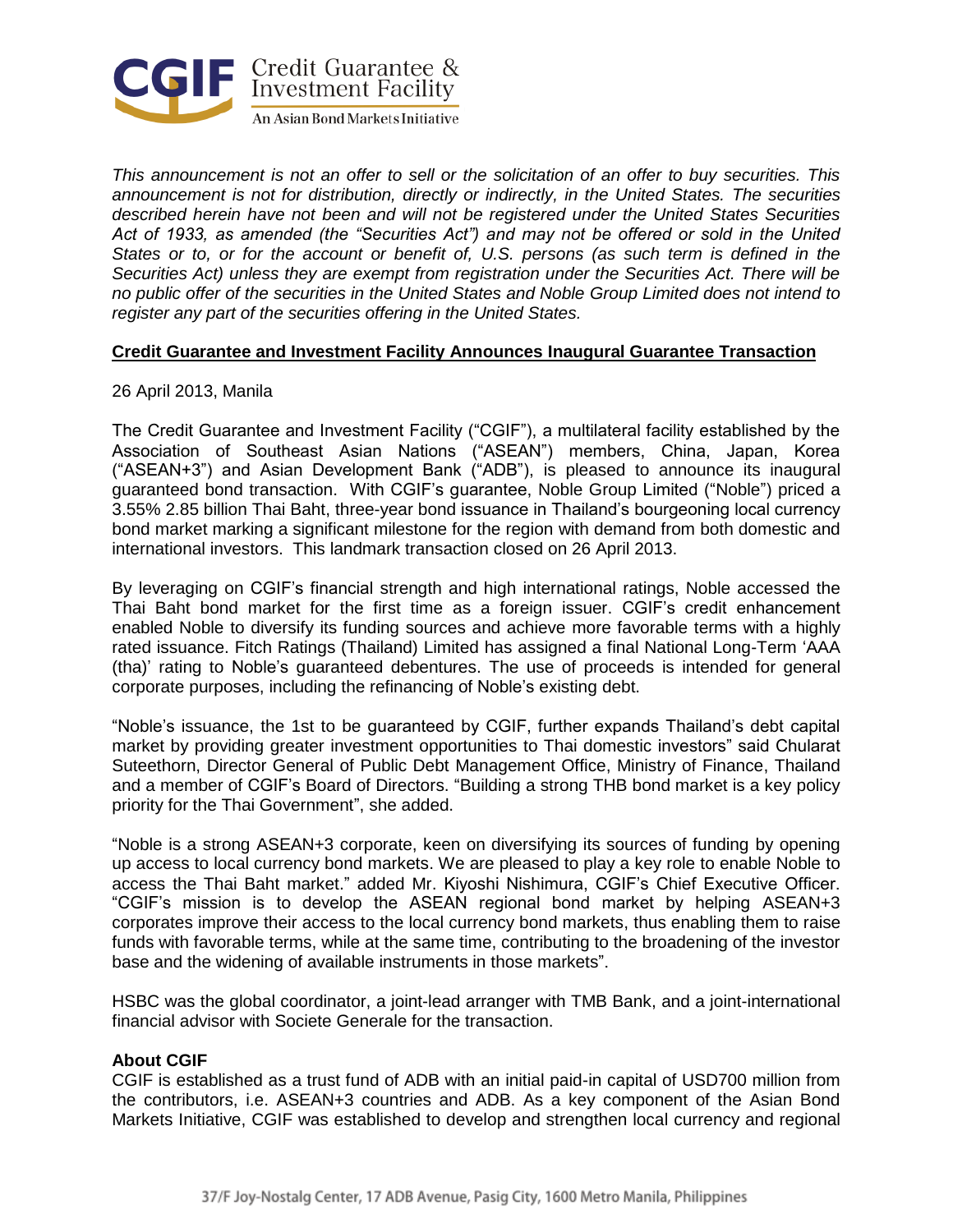**CGIF** Credit Guarantee & Investment Facility
An Asian Bond Markets Initiative

*This announcement is not an offer to sell or the solicitation of an offer to buy securities. This announcement is not for distribution, directly or indirectly, in the United States. The securities described herein have not been and will not be registered under the United States Securities Act of 1933, as amended (the "Securities Act") and may not be offered or sold in the United States or to, or for the account or benefit of, U.S. persons (as such term is defined in the Securities Act) unless they are exempt from registration under the Securities Act. There will be no public offer of the securities in the United States and Noble Group Limited does not intend to register any part of the securities offering in the United States.*

## Credit Guarantee and Investment Facility Announces Inaugural Guarantee Transaction

26 April 2013, Manila

The Credit Guarantee and Investment Facility ("CGIF"), a multilateral facility established by the Association of Southeast Asian Nations ("ASEAN") members, China, Japan, Korea ("ASEAN+3") and Asian Development Bank ("ADB"), is pleased to announce its inaugural guaranteed bond transaction. With CGIF's guarantee, Noble Group Limited ("Noble") priced a 3.55% 2.85 billion Thai Baht, three-year bond issuance in Thailand's bourgeoning local currency bond market marking a significant milestone for the region with demand from both domestic and international investors. This landmark transaction closed on 26 April 2013.

By leveraging on CGIF's financial strength and high international ratings, Noble accessed the Thai Baht bond market for the first time as a foreign issuer. CGIF's credit enhancement enabled Noble to diversify its funding sources and achieve more favorable terms with a highly rated issuance. Fitch Ratings (Thailand) Limited has assigned a final National Long-Term 'AAA (tha)' rating to Noble's guaranteed debentures. The use of proceeds is intended for general corporate purposes, including the refinancing of Noble's existing debt.

"Noble's issuance, the 1st to be guaranteed by CGIF, further expands Thailand's debt capital market by providing greater investment opportunities to Thai domestic investors" said Chularat Suteethorn, Director General of Public Debt Management Office, Ministry of Finance, Thailand and a member of CGIF's Board of Directors. "Building a strong THB bond market is a key policy priority for the Thai Government", she added.

"Noble is a strong ASEAN+3 corporate, keen on diversifying its sources of funding by opening up access to local currency bond markets. We are pleased to play a key role to enable Noble to access the Thai Baht market." added Mr. Kiyoshi Nishimura, CGIF's Chief Executive Officer. "CGIF's mission is to develop the ASEAN regional bond market by helping ASEAN+3 corporates improve their access to the local currency bond markets, thus enabling them to raise funds with favorable terms, while at the same time, contributing to the broadening of the investor base and the widening of available instruments in those markets".

HSBC was the global coordinator, a joint-lead arranger with TMB Bank, and a joint-international financial advisor with Societe Generale for the transaction.

**About CGIF**
CGIF is established as a trust fund of ADB with an initial paid-in capital of USD700 million from the contributors, i.e. ASEAN+3 countries and ADB. As a key component of the Asian Bond Markets Initiative, CGIF was established to develop and strengthen local currency and regional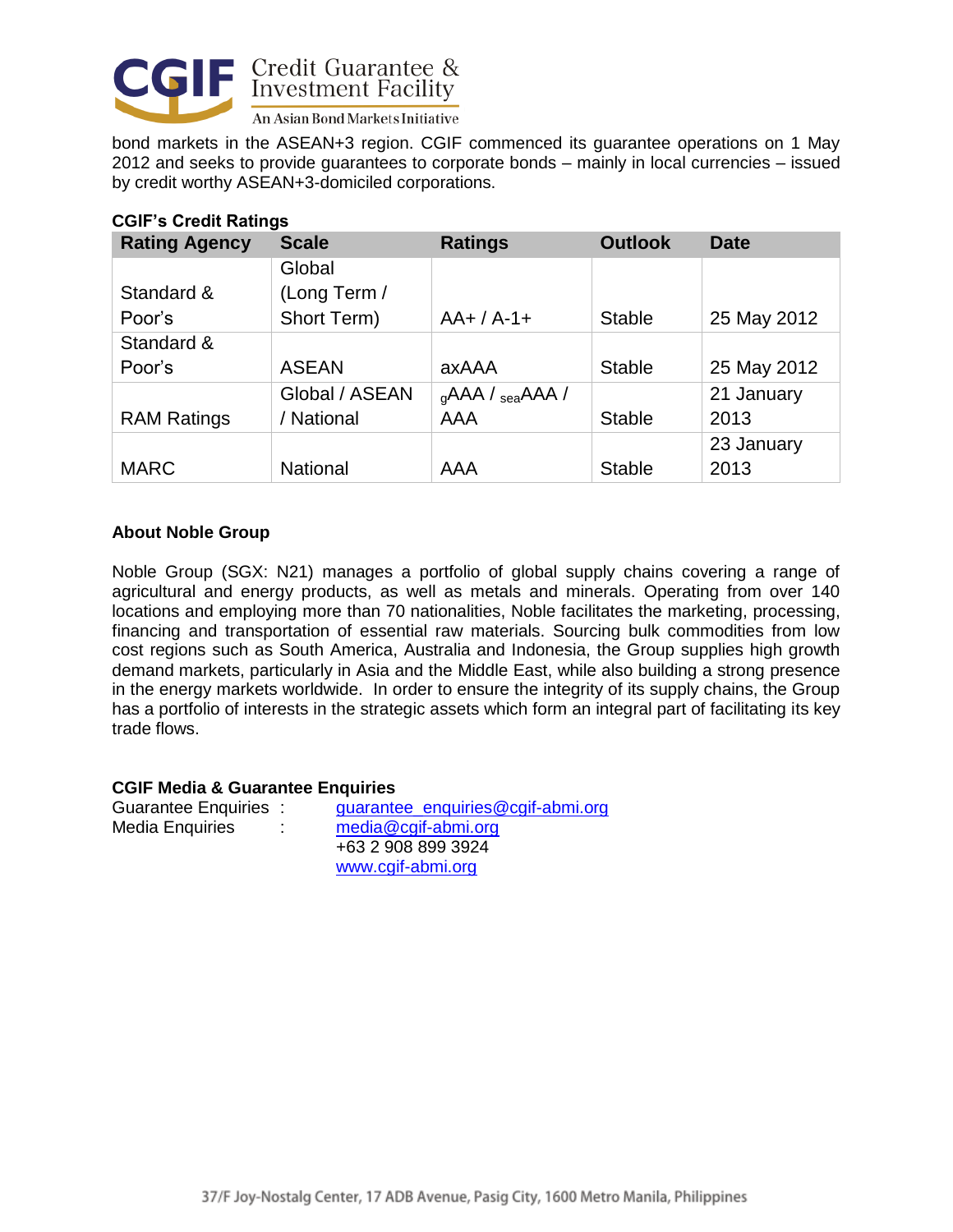bond markets in the ASEAN+3 region. CGIF commenced its guarantee operations on 1 May 2012 and seeks to provide guarantees to corporate bonds – mainly in local currencies – issued by credit worthy ASEAN+3-domiciled corporations.

**CGIF's Credit Ratings**

| Rating Agency | Scale | Ratings | Outlook | Date |
|---|---|---|---|---|
| Standard & Poor's | Global (Long Term / Short Term) | AA+ / A-1+ | Stable | 25 May 2012 |
| Standard & Poor's | ASEAN | axAAA | Stable | 25 May 2012 |
| RAM Ratings | Global / ASEAN / National | $_g$AAA / $_{sea}$AAA / AAA | Stable | 21 January 2013 |
| MARC | National | AAA | Stable | 23 January 2013 |

**About Noble Group**

Noble Group (SGX: N21) manages a portfolio of global supply chains covering a range of agricultural and energy products, as well as metals and minerals. Operating from over 140 locations and employing more than 70 nationalities, Noble facilitates the marketing, processing, financing and transportation of essential raw materials. Sourcing bulk commodities from low cost regions such as South America, Australia and Indonesia, the Group supplies high growth demand markets, particularly in Asia and the Middle East, while also building a strong presence in the energy markets worldwide. In order to ensure the integrity of its supply chains, the Group has a portfolio of interests in the strategic assets which form an integral part of facilitating its key trade flows.

**CGIF Media & Guarantee Enquiries**

Guarantee Enquiries : guarantee_enquiries@cgif-abmi.org
Media Enquiries : media@cgif-abmi.org
+63 2 908 899 3924
www.cgif-abmi.org